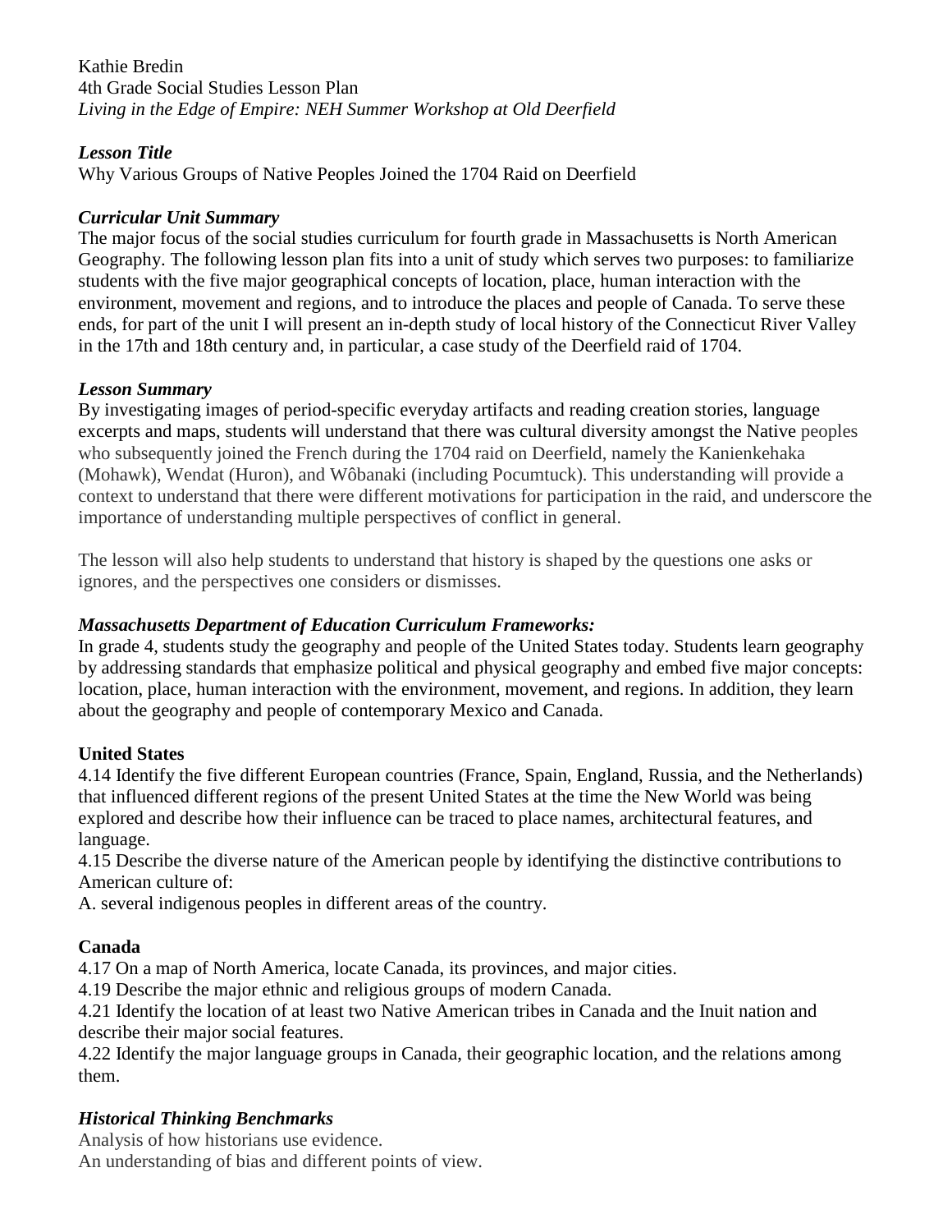Kathie Bredin
4th Grade Social Studies Lesson Plan
*Living in the Edge of Empire: NEH Summer Workshop at Old Deerfield*

***Lesson Title***

Why Various Groups of Native Peoples Joined the 1704 Raid on Deerfield

***Curricular Unit Summary***

The major focus of the social studies curriculum for fourth grade in Massachusetts is North American Geography. The following lesson plan fits into a unit of study which serves two purposes: to familiarize students with the five major geographical concepts of location, place, human interaction with the environment, movement and regions, and to introduce the places and people of Canada. To serve these ends, for part of the unit I will present an in-depth study of local history of the Connecticut River Valley in the 17th and 18th century and, in particular, a case study of the Deerfield raid of 1704.

***Lesson Summary***

By investigating images of period-specific everyday artifacts and reading creation stories, language excerpts and maps, students will understand that there was cultural diversity amongst the Native peoples who subsequently joined the French during the 1704 raid on Deerfield, namely the Kanienkehaka (Mohawk), Wendat (Huron), and Wôbanaki (including Pocumtuck). This understanding will provide a context to understand that there were different motivations for participation in the raid, and underscore the importance of understanding multiple perspectives of conflict in general.

The lesson will also help students to understand that history is shaped by the questions one asks or ignores, and the perspectives one considers or dismisses.

***Massachusetts Department of Education Curriculum Frameworks:***

In grade 4, students study the geography and people of the United States today. Students learn geography by addressing standards that emphasize political and physical geography and embed five major concepts: location, place, human interaction with the environment, movement, and regions. In addition, they learn about the geography and people of contemporary Mexico and Canada.

**United States**

4.14 Identify the five different European countries (France, Spain, England, Russia, and the Netherlands) that influenced different regions of the present United States at the time the New World was being explored and describe how their influence can be traced to place names, architectural features, and language.
4.15 Describe the diverse nature of the American people by identifying the distinctive contributions to American culture of:
A. several indigenous peoples in different areas of the country.

**Canada**

4.17 On a map of North America, locate Canada, its provinces, and major cities.
4.19 Describe the major ethnic and religious groups of modern Canada.
4.21 Identify the location of at least two Native American tribes in Canada and the Inuit nation and describe their major social features.
4.22 Identify the major language groups in Canada, their geographic location, and the relations among them.

***Historical Thinking Benchmarks***

Analysis of how historians use evidence.
An understanding of bias and different points of view.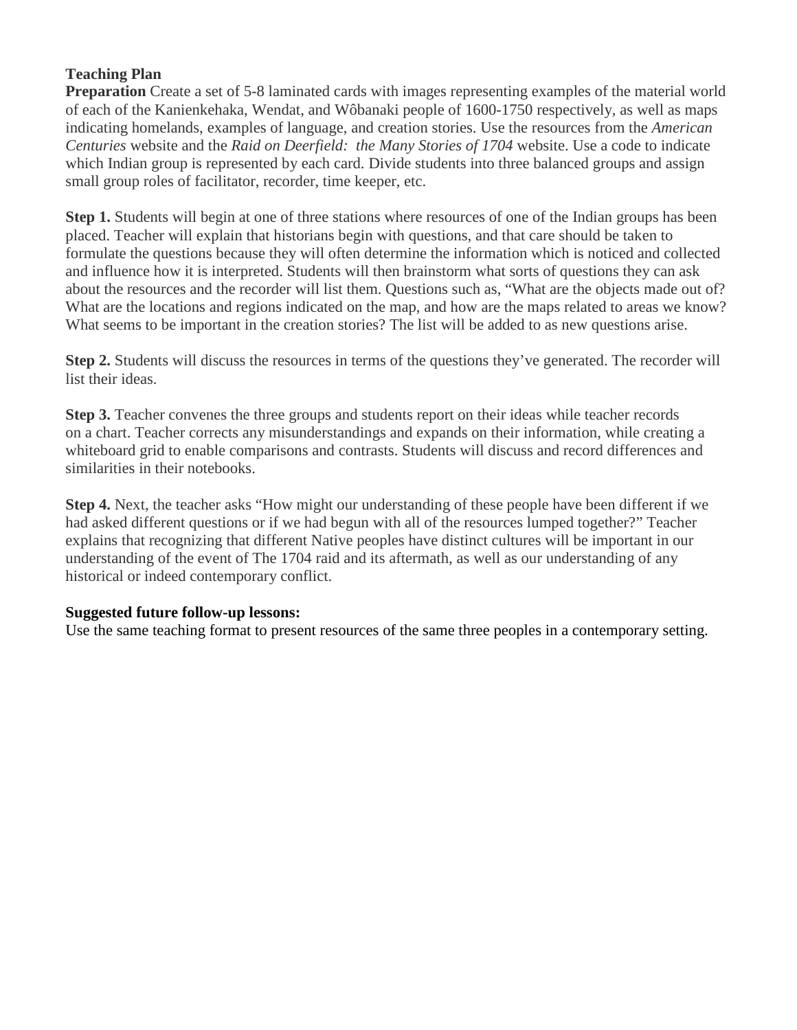**Teaching Plan**

**Preparation** Create a set of 5-8 laminated cards with images representing examples of the material world of each of the Kanienkehaka, Wendat, and Wôbanaki people of 1600-1750 respectively, as well as maps indicating homelands, examples of language, and creation stories. Use the resources from the *American Centuries* website and the *Raid on Deerfield: the Many Stories of 1704* website. Use a code to indicate which Indian group is represented by each card. Divide students into three balanced groups and assign small group roles of facilitator, recorder, time keeper, etc.

**Step 1.** Students will begin at one of three stations where resources of one of the Indian groups has been placed. Teacher will explain that historians begin with questions, and that care should be taken to formulate the questions because they will often determine the information which is noticed and collected and influence how it is interpreted. Students will then brainstorm what sorts of questions they can ask about the resources and the recorder will list them. Questions such as, "What are the objects made out of? What are the locations and regions indicated on the map, and how are the maps related to areas we know? What seems to be important in the creation stories? The list will be added to as new questions arise.

**Step 2.** Students will discuss the resources in terms of the questions they've generated. The recorder will list their ideas.

**Step 3.** Teacher convenes the three groups and students report on their ideas while teacher records on a chart. Teacher corrects any misunderstandings and expands on their information, while creating a whiteboard grid to enable comparisons and contrasts. Students will discuss and record differences and similarities in their notebooks.

**Step 4.** Next, the teacher asks "How might our understanding of these people have been different if we had asked different questions or if we had begun with all of the resources lumped together?" Teacher explains that recognizing that different Native peoples have distinct cultures will be important in our understanding of the event of The 1704 raid and its aftermath, as well as our understanding of any historical or indeed contemporary conflict.

**Suggested future follow-up lessons:**

Use the same teaching format to present resources of the same three peoples in a contemporary setting.